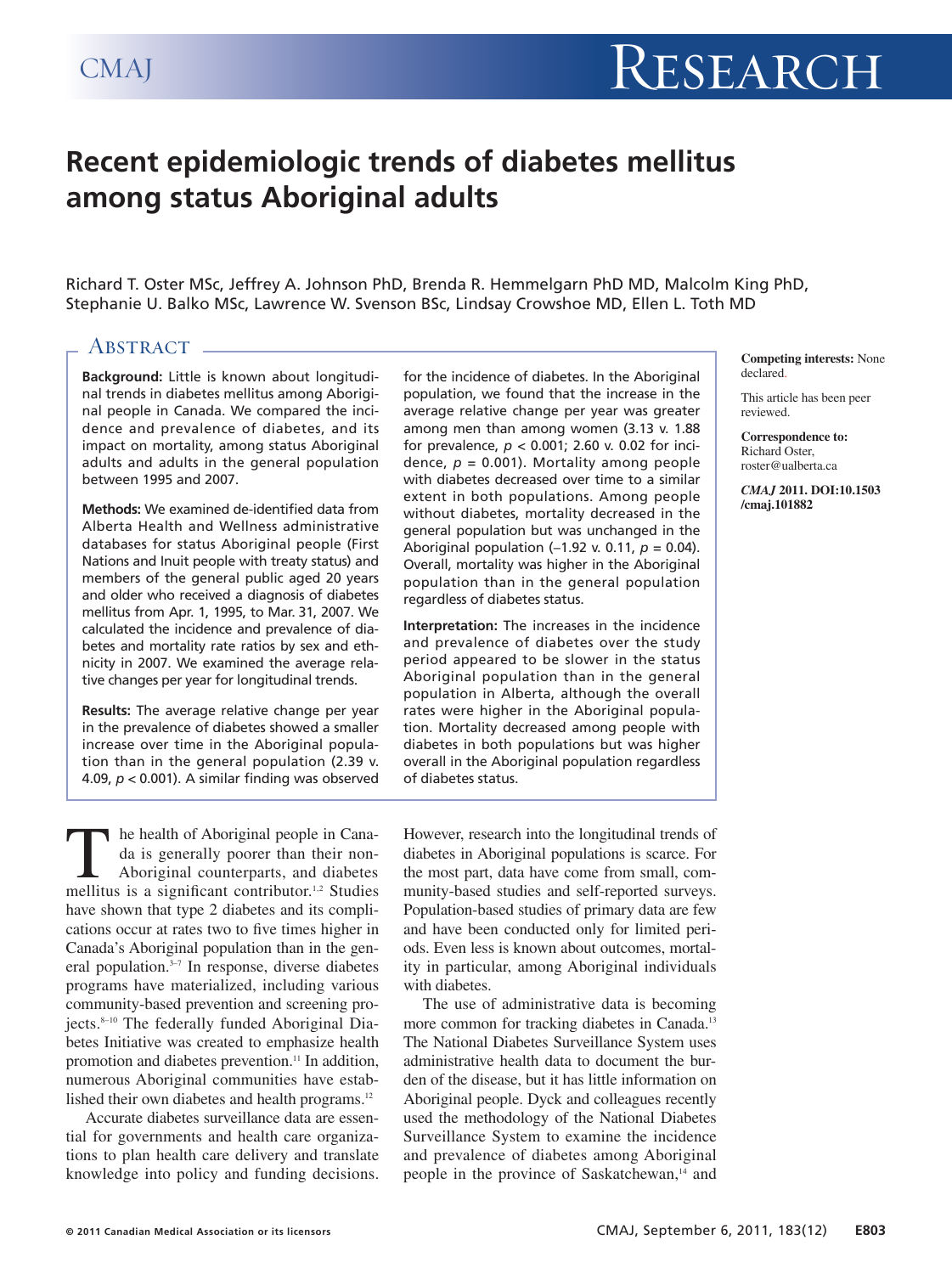# Recent epidemiologic trends of diabetes mellitus among status Aboriginal adults

Richard T. Oster MSc, Jeffrey A. Johnson PhD, Brenda R. Hemmelgarn PhD MD, Malcolm King PhD, Stephanie U. Balko MSc, Lawrence W. Svenson BSc, Lindsay Crowshoe MD, Ellen L. Toth MD

## Abstract

**Background:** Little is known about longitudinal trends in diabetes mellitus among Aboriginal people in Canada. We compared the incidence and prevalence of diabetes, and its impact on mortality, among status Aboriginal adults and adults in the general population between 1995 and 2007.

**Methods:** We examined de-identified data from Alberta Health and Wellness administrative databases for status Aboriginal people (First Nations and Inuit people with treaty status) and members of the general public aged 20 years and older who received a diagnosis of diabetes mellitus from Apr. 1, 1995, to Mar. 31, 2007. We calculated the incidence and prevalence of diabetes and mortality rate ratios by sex and ethnicity in 2007. We examined the average relative changes per year for longitudinal trends.

**Results:** The average relative change per year in the prevalence of diabetes showed a smaller increase over time in the Aboriginal population than in the general population (2.39 v. 4.09, $p < 0.001$). A similar finding was observed for the incidence of diabetes. In the Aboriginal population, we found that the increase in the average relative change per year was greater among men than among women (3.13 v. 1.88 for prevalence, $p < 0.001$; 2.60 v. 0.02 for incidence, $p = 0.001$). Mortality among people with diabetes decreased over time to a similar extent in both populations. Among people without diabetes, mortality decreased in the general population but was unchanged in the Aboriginal population (–1.92 v. 0.11, $p = 0.04$). Overall, mortality was higher in the Aboriginal population than in the general population regardless of diabetes status.

**Interpretation:** The increases in the incidence and prevalence of diabetes over the study period appeared to be slower in the status Aboriginal population than in the general population in Alberta, although the overall rates were higher in the Aboriginal population. Mortality decreased among people with diabetes in both populations but was higher overall in the Aboriginal population regardless of diabetes status.

**Competing interests:** None declared.

This article has been peer reviewed.

**Correspondence to:** Richard Oster, roster@ualberta.ca

*CMAJ* **2011. DOI:10.1503/cmaj.101882**

The health of Aboriginal people in Canada is generally poorer than their non-Aboriginal counterparts, and diabetes mellitus is a significant contributor.[1,2] Studies have shown that type 2 diabetes and its complications occur at rates two to five times higher in Canada's Aboriginal population than in the general population.[3–7] In response, diverse diabetes programs have materialized, including various community-based prevention and screening projects.[8–10] The federally funded Aboriginal Diabetes Initiative was created to emphasize health promotion and diabetes prevention.[11] In addition, numerous Aboriginal communities have established their own diabetes and health programs.[12]

Accurate diabetes surveillance data are essential for governments and health care organizations to plan health care delivery and translate knowledge into policy and funding decisions. However, research into the longitudinal trends of diabetes in Aboriginal populations is scarce. For the most part, data have come from small, community-based studies and self-reported surveys. Population-based studies of primary data are few and have been conducted only for limited periods. Even less is known about outcomes, mortality in particular, among Aboriginal individuals with diabetes.

The use of administrative data is becoming more common for tracking diabetes in Canada.[13] The National Diabetes Surveillance System uses administrative health data to document the burden of the disease, but it has little information on Aboriginal people. Dyck and colleagues recently used the methodology of the National Diabetes Surveillance System to examine the incidence and prevalence of diabetes among Aboriginal people in the province of Saskatchewan,[14] and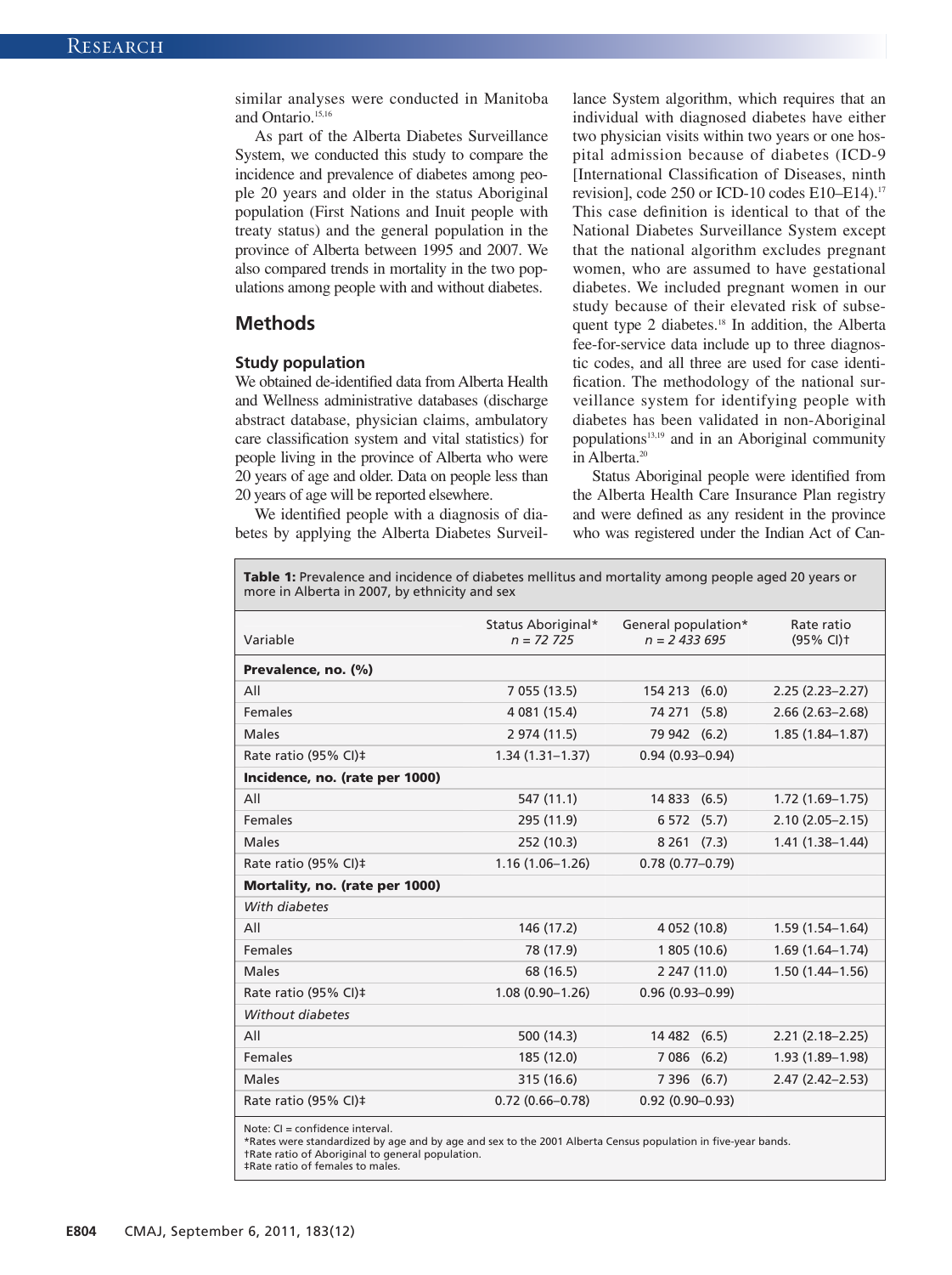similar analyses were conducted in Manitoba and Ontario.[15,16]

As part of the Alberta Diabetes Surveillance System, we conducted this study to compare the incidence and prevalence of diabetes among people 20 years and older in the status Aboriginal population (First Nations and Inuit people with treaty status) and the general population in the province of Alberta between 1995 and 2007. We also compared trends in mortality in the two populations among people with and without diabetes.

## Methods

### Study population

We obtained de-identified data from Alberta Health and Wellness administrative databases (discharge abstract database, physician claims, ambulatory care classification system and vital statistics) for people living in the province of Alberta who were 20 years of age and older. Data on people less than 20 years of age will be reported elsewhere.

We identified people with a diagnosis of diabetes by applying the Alberta Diabetes Surveillance System algorithm, which requires that an individual with diagnosed diabetes have either two physician visits within two years or one hospital admission because of diabetes (ICD-9 [International Classification of Diseases, ninth revision], code 250 or ICD-10 codes E10–E14).[17] This case definition is identical to that of the National Diabetes Surveillance System except that the national algorithm excludes pregnant women, who are assumed to have gestational diabetes. We included pregnant women in our study because of their elevated risk of subsequent type 2 diabetes.[18] In addition, the Alberta fee-for-service data include up to three diagnostic codes, and all three are used for case identification. The methodology of the national surveillance system for identifying people with diabetes has been validated in non-Aboriginal populations[13,19] and in an Aboriginal community in Alberta.[20]

Status Aboriginal people were identified from the Alberta Health Care Insurance Plan registry and were defined as any resident in the province who was registered under the Indian Act of Can-

**Table 1:** Prevalence and incidence of diabetes mellitus and mortality among people aged 20 years or more in Alberta in 2007, by ethnicity and sex

| Variable | Status Aboriginal* *n* = 72 725 | General population* *n* = 2 433 695 | Rate ratio (95% CI)† |
|---|---|---|---|
| **Prevalence, no. (%)** | | | |
| All | 7 055 (13.5) | 154 213 (6.0) | 2.25 (2.23–2.27) |
| Females | 4 081 (15.4) | 74 271 (5.8) | 2.66 (2.63–2.68) |
| Males | 2 974 (11.5) | 79 942 (6.2) | 1.85 (1.84–1.87) |
| Rate ratio (95% CI)‡ | 1.34 (1.31–1.37) | 0.94 (0.93–0.94) | |
| **Incidence, no. (rate per 1000)** | | | |
| All | 547 (11.1) | 14 833 (6.5) | 1.72 (1.69–1.75) |
| Females | 295 (11.9) | 6 572 (5.7) | 2.10 (2.05–2.15) |
| Males | 252 (10.3) | 8 261 (7.3) | 1.41 (1.38–1.44) |
| Rate ratio (95% CI)‡ | 1.16 (1.06–1.26) | 0.78 (0.77–0.79) | |
| **Mortality, no. (rate per 1000)** | | | |
| *With diabetes* | | | |
| All | 146 (17.2) | 4 052 (10.8) | 1.59 (1.54–1.64) |
| Females | 78 (17.9) | 1 805 (10.6) | 1.69 (1.64–1.74) |
| Males | 68 (16.5) | 2 247 (11.0) | 1.50 (1.44–1.56) |
| Rate ratio (95% CI)‡ | 1.08 (0.90–1.26) | 0.96 (0.93–0.99) | |
| *Without diabetes* | | | |
| All | 500 (14.3) | 14 482 (6.5) | 2.21 (2.18–2.25) |
| Females | 185 (12.0) | 7 086 (6.2) | 1.93 (1.89–1.98) |
| Males | 315 (16.6) | 7 396 (6.7) | 2.47 (2.42–2.53) |
| Rate ratio (95% CI)‡ | 0.72 (0.66–0.78) | 0.92 (0.90–0.93) | |

Note: CI = confidence interval.
*Rates were standardized by age and by age and sex to the 2001 Alberta Census population in five-year bands.
†Rate ratio of Aboriginal to general population.
‡Rate ratio of females to males.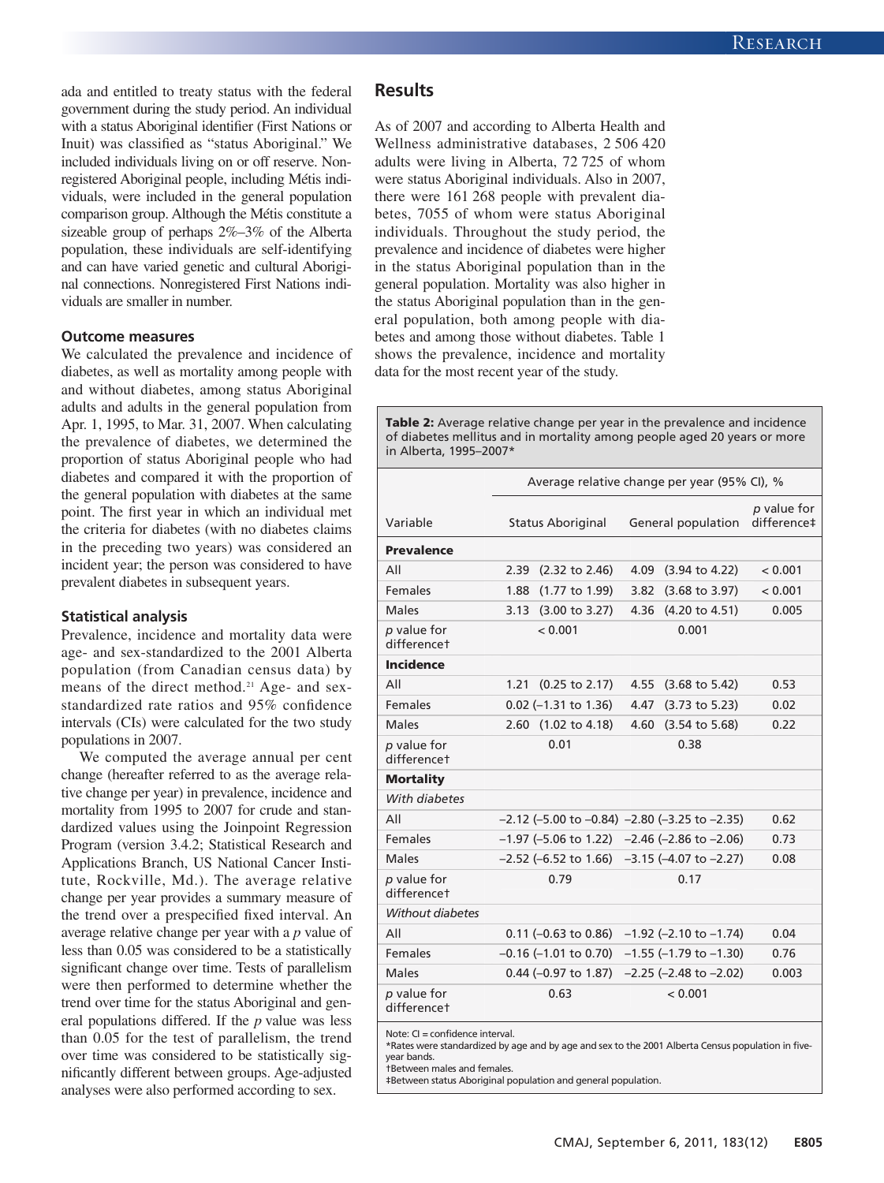ada and entitled to treaty status with the federal government during the study period. An individual with a status Aboriginal identifier (First Nations or Inuit) was classified as "status Aboriginal." We included individuals living on or off reserve. Nonregistered Aboriginal people, including Métis individuals, were included in the general population comparison group. Although the Métis constitute a sizeable group of perhaps 2%–3% of the Alberta population, these individuals are self-identifying and can have varied genetic and cultural Aboriginal connections. Nonregistered First Nations individuals are smaller in number.

### Outcome measures

We calculated the prevalence and incidence of diabetes, as well as mortality among people with and without diabetes, among status Aboriginal adults and adults in the general population from Apr. 1, 1995, to Mar. 31, 2007. When calculating the prevalence of diabetes, we determined the proportion of status Aboriginal people who had diabetes and compared it with the proportion of the general population with diabetes at the same point. The first year in which an individual met the criteria for diabetes (with no diabetes claims in the preceding two years) was considered an incident year; the person was considered to have prevalent diabetes in subsequent years.

### Statistical analysis

Prevalence, incidence and mortality data were age- and sex-standardized to the 2001 Alberta population (from Canadian census data) by means of the direct method.[21] Age- and sex-standardized rate ratios and 95% confidence intervals (CIs) were calculated for the two study populations in 2007.

We computed the average annual per cent change (hereafter referred to as the average relative change per year) in prevalence, incidence and mortality from 1995 to 2007 for crude and standardized values using the Joinpoint Regression Program (version 3.4.2; Statistical Research and Applications Branch, US National Cancer Institute, Rockville, Md.). The average relative change per year provides a summary measure of the trend over a prespecified fixed interval. An average relative change per year with a $p$ value of less than 0.05 was considered to be a statistically significant change over time. Tests of parallelism were then performed to determine whether the trend over time for the status Aboriginal and general populations differed. If the $p$ value was less than 0.05 for the test of parallelism, the trend over time was considered to be statistically significantly different between groups. Age-adjusted analyses were also performed according to sex.

## Results

As of 2007 and according to Alberta Health and Wellness administrative databases, 2 506 420 adults were living in Alberta, 72 725 of whom were status Aboriginal individuals. Also in 2007, there were 161 268 people with prevalent diabetes, 7055 of whom were status Aboriginal individuals. Throughout the study period, the prevalence and incidence of diabetes were higher in the status Aboriginal population than in the general population. Mortality was also higher in the status Aboriginal population than in the general population, both among people with diabetes and among those without diabetes. Table 1 shows the prevalence, incidence and mortality data for the most recent year of the study.

**Table 2:** Average relative change per year in the prevalence and incidence of diabetes mellitus and in mortality among people aged 20 years or more in Alberta, 1995–2007*

| Variable | Average relative change per year (95% CI), % Status Aboriginal | General population | $p$ value for difference‡ |
|---|---|---|---|
| **Prevalence** | | | |
| All | 2.39 (2.32 to 2.46) | 4.09 (3.94 to 4.22) | < 0.001 |
| Females | 1.88 (1.77 to 1.99) | 3.82 (3.68 to 3.97) | < 0.001 |
| Males | 3.13 (3.00 to 3.27) | 4.36 (4.20 to 4.51) | 0.005 |
| $p$ value for difference† | < 0.001 | 0.001 | |
| **Incidence** | | | |
| All | 1.21 (0.25 to 2.17) | 4.55 (3.68 to 5.42) | 0.53 |
| Females | 0.02 (–1.31 to 1.36) | 4.47 (3.73 to 5.23) | 0.02 |
| Males | 2.60 (1.02 to 4.18) | 4.60 (3.54 to 5.68) | 0.22 |
| $p$ value for difference† | 0.01 | 0.38 | |
| **Mortality** | | | |
| *With diabetes* | | | |
| All | –2.12 (–5.00 to –0.84) | –2.80 (–3.25 to –2.35) | 0.62 |
| Females | –1.97 (–5.06 to 1.22) | –2.46 (–2.86 to –2.06) | 0.73 |
| Males | –2.52 (–6.52 to 1.66) | –3.15 (–4.07 to –2.27) | 0.08 |
| $p$ value for difference† | 0.79 | 0.17 | |
| *Without diabetes* | | | |
| All | 0.11 (–0.63 to 0.86) | –1.92 (–2.10 to –1.74) | 0.04 |
| Females | –0.16 (–1.01 to 0.70) | –1.55 (–1.79 to –1.30) | 0.76 |
| Males | 0.44 (–0.97 to 1.87) | –2.25 (–2.48 to –2.02) | 0.003 |
| $p$ value for difference† | 0.63 | < 0.001 | |

Note: CI = confidence interval.
*Rates were standardized by age and by age and sex to the 2001 Alberta Census population in five-year bands.
†Between males and females.
‡Between status Aboriginal population and general population.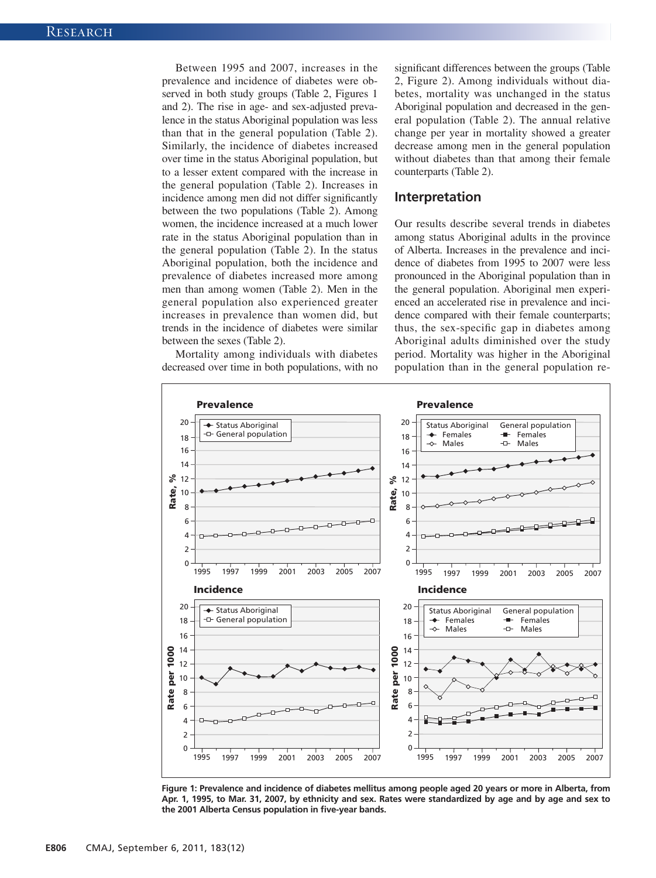Between 1995 and 2007, increases in the prevalence and incidence of diabetes were observed in both study groups (Table 2, Figures 1 and 2). The rise in age- and sex-adjusted prevalence in the status Aboriginal population was less than that in the general population (Table 2). Similarly, the incidence of diabetes increased over time in the status Aboriginal population, but to a lesser extent compared with the increase in the general population (Table 2). Increases in incidence among men did not differ significantly between the two populations (Table 2). Among women, the incidence increased at a much lower rate in the status Aboriginal population than in the general population (Table 2). In the status Aboriginal population, both the incidence and prevalence of diabetes increased more among men than among women (Table 2). Men in the general population also experienced greater increases in prevalence than women did, but trends in the incidence of diabetes were similar between the sexes (Table 2).

Mortality among individuals with diabetes decreased over time in both populations, with no significant differences between the groups (Table 2, Figure 2). Among individuals without diabetes, mortality was unchanged in the status Aboriginal population and decreased in the general population (Table 2). The annual relative change per year in mortality showed a greater decrease among men in the general population without diabetes than that among their female counterparts (Table 2).

## Interpretation

Our results describe several trends in diabetes among status Aboriginal adults in the province of Alberta. Increases in the prevalence and incidence of diabetes from 1995 to 2007 were less pronounced in the Aboriginal population than in the general population. Aboriginal men experienced an accelerated rise in prevalence and incidence compared with their female counterparts; thus, the sex-specific gap in diabetes among Aboriginal adults diminished over the study period. Mortality was higher in the Aboriginal population than in the general population re-

**Figure 1: Prevalence and incidence of diabetes mellitus among people aged 20 years or more in Alberta, from Apr. 1, 1995, to Mar. 31, 2007, by ethnicity and sex. Rates were standardized by age and by age and sex to the 2001 Alberta Census population in five-year bands.**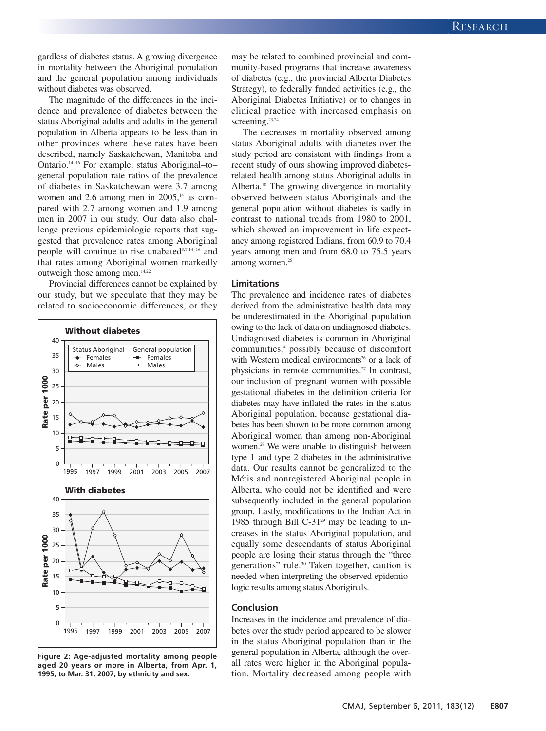gardless of diabetes status. A growing divergence in mortality between the Aboriginal population and the general population among individuals without diabetes was observed.

The magnitude of the differences in the incidence and prevalence of diabetes between the status Aboriginal adults and adults in the general population in Alberta appears to be less than in other provinces where these rates have been described, namely Saskatchewan, Manitoba and Ontario.[14–16] For example, status Aboriginal–to–general population rate ratios of the prevalence of diabetes in Saskatchewan were 3.7 among women and 2.6 among men in 2005,[14] as compared with 2.7 among women and 1.9 among men in 2007 in our study. Our data also challenge previous epidemiologic reports that suggested that prevalence rates among Aboriginal people will continue to rise unabated[3,7,14–16] and that rates among Aboriginal women markedly outweigh those among men.[14,22]

Provincial differences cannot be explained by our study, but we speculate that they may be related to socioeconomic differences, or they may be related to combined provincial and community-based programs that increase awareness of diabetes (e.g., the provincial Alberta Diabetes Strategy), to federally funded activities (e.g., the Aboriginal Diabetes Initiative) or to changes in clinical practice with increased emphasis on screening.[23,24]

The decreases in mortality observed among status Aboriginal adults with diabetes over the study period are consistent with findings from a recent study of ours showing improved diabetes-related health among status Aboriginal adults in Alberta.[10] The growing divergence in mortality observed between status Aboriginals and the general population without diabetes is sadly in contrast to national trends from 1980 to 2001, which showed an improvement in life expectancy among registered Indians, from 60.9 to 70.4 years among men and from 68.0 to 75.5 years among women.[25]

**Figure 2: Age-adjusted mortality among people aged 20 years or more in Alberta, from Apr. 1, 1995, to Mar. 31, 2007, by ethnicity and sex.**

### Limitations

The prevalence and incidence rates of diabetes derived from the administrative health data may be underestimated in the Aboriginal population owing to the lack of data on undiagnosed diabetes. Undiagnosed diabetes is common in Aboriginal communities,[4] possibly because of discomfort with Western medical environments[26] or a lack of physicians in remote communities.[27] In contrast, our inclusion of pregnant women with possible gestational diabetes in the definition criteria for diabetes may have inflated the rates in the status Aboriginal population, because gestational diabetes has been shown to be more common among Aboriginal women than among non-Aboriginal women.[28] We were unable to distinguish between type 1 and type 2 diabetes in the administrative data. Our results cannot be generalized to the Métis and nonregistered Aboriginal people in Alberta, who could not be identified and were subsequently included in the general population group. Lastly, modifications to the Indian Act in 1985 through Bill C-31[29] may be leading to increases in the status Aboriginal population, and equally some descendants of status Aboriginal people are losing their status through the "three generations" rule.[30] Taken together, caution is needed when interpreting the observed epidemiologic results among status Aboriginals.

### Conclusion

Increases in the incidence and prevalence of diabetes over the study period appeared to be slower in the status Aboriginal population than in the general population in Alberta, although the overall rates were higher in the Aboriginal population. Mortality decreased among people with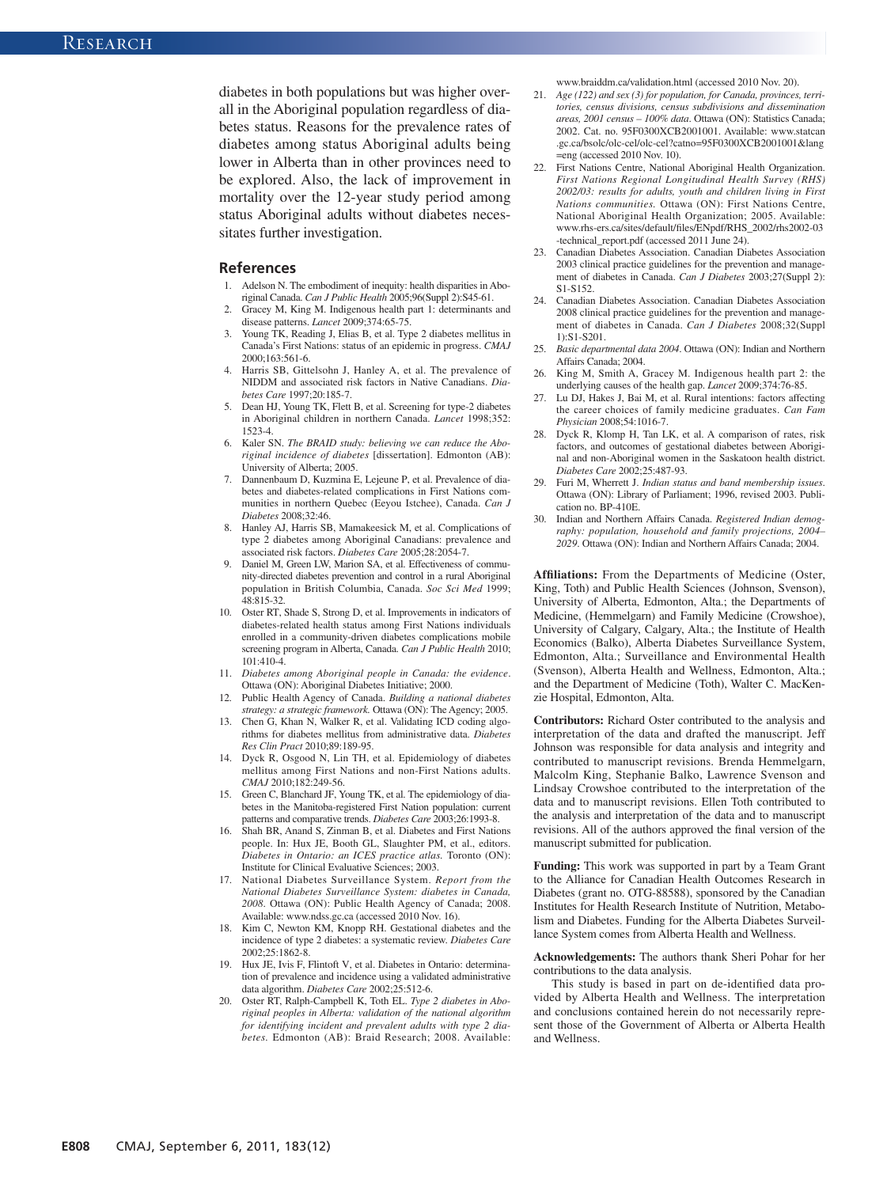diabetes in both populations but was higher overall in the Aboriginal population regardless of diabetes status. Reasons for the prevalence rates of diabetes among status Aboriginal adults being lower in Alberta than in other provinces need to be explored. Also, the lack of improvement in mortality over the 12-year study period among status Aboriginal adults without diabetes necessitates further investigation.

## References

1. Adelson N. The embodiment of inequity: health disparities in Aboriginal Canada. *Can J Public Health* 2005;96(Suppl 2):S45-61.
2. Gracey M, King M. Indigenous health part 1: determinants and disease patterns. *Lancet* 2009;374:65-75.
3. Young TK, Reading J, Elias B, et al. Type 2 diabetes mellitus in Canada's First Nations: status of an epidemic in progress. *CMAJ* 2000;163:561-6.
4. Harris SB, Gittelsohn J, Hanley A, et al. The prevalence of NIDDM and associated risk factors in Native Canadians. *Diabetes Care* 1997;20:185-7.
5. Dean HJ, Young TK, Flett B, et al. Screening for type-2 diabetes in Aboriginal children in northern Canada. *Lancet* 1998;352:1523-4.
6. Kaler SN. *The BRAID study: believing we can reduce the Aboriginal incidence of diabetes* [dissertation]. Edmonton (AB): University of Alberta; 2005.
7. Dannenbaum D, Kuzmina E, Lejeune P, et al. Prevalence of diabetes and diabetes-related complications in First Nations communities in northern Quebec (Eeyou Istchee), Canada. *Can J Diabetes* 2008;32:46.
8. Hanley AJ, Harris SB, Mamakeesick M, et al. Complications of type 2 diabetes among Aboriginal Canadians: prevalence and associated risk factors. *Diabetes Care* 2005;28:2054-7.
9. Daniel M, Green LW, Marion SA, et al. Effectiveness of community-directed diabetes prevention and control in a rural Aboriginal population in British Columbia, Canada. *Soc Sci Med* 1999;48:815-32.
10. Oster RT, Shade S, Strong D, et al. Improvements in indicators of diabetes-related health status among First Nations individuals enrolled in a community-driven diabetes complications mobile screening program in Alberta, Canada. *Can J Public Health* 2010;101:410-4.
11. *Diabetes among Aboriginal people in Canada: the evidence*. Ottawa (ON): Aboriginal Diabetes Initiative; 2000.
12. Public Health Agency of Canada. *Building a national diabetes strategy: a strategic framework.* Ottawa (ON): The Agency; 2005.
13. Chen G, Khan N, Walker R, et al. Validating ICD coding algorithms for diabetes mellitus from administrative data. *Diabetes Res Clin Pract* 2010;89:189-95.
14. Dyck R, Osgood N, Lin TH, et al. Epidemiology of diabetes mellitus among First Nations and non-First Nations adults. *CMAJ* 2010;182:249-56.
15. Green C, Blanchard JF, Young TK, et al. The epidemiology of diabetes in the Manitoba-registered First Nation population: current patterns and comparative trends. *Diabetes Care* 2003;26:1993-8.
16. Shah BR, Anand S, Zinman B, et al. Diabetes and First Nations people. In: Hux JE, Booth GL, Slaughter PM, et al., editors. *Diabetes in Ontario: an ICES practice atlas.* Toronto (ON): Institute for Clinical Evaluative Sciences; 2003.
17. National Diabetes Surveillance System. *Report from the National Diabetes Surveillance System: diabetes in Canada, 2008*. Ottawa (ON): Public Health Agency of Canada; 2008. Available: www.ndss.gc.ca (accessed 2010 Nov. 16).
18. Kim C, Newton KM, Knopp RH. Gestational diabetes and the incidence of type 2 diabetes: a systematic review. *Diabetes Care* 2002;25:1862-8.
19. Hux JE, Ivis F, Flintoft V, et al. Diabetes in Ontario: determination of prevalence and incidence using a validated administrative data algorithm. *Diabetes Care* 2002;25:512-6.
20. Oster RT, Ralph-Campbell K, Toth EL. *Type 2 diabetes in Aboriginal peoples in Alberta: validation of the national algorithm for identifying incident and prevalent adults with type 2 diabetes.* Edmonton (AB): Braid Research; 2008. Available: www.braiddm.ca/validation.html (accessed 2010 Nov. 20).
21. *Age (122) and sex (3) for population, for Canada, provinces, territories, census divisions, census subdivisions and dissemination areas, 2001 census – 100% data*. Ottawa (ON): Statistics Canada; 2002. Cat. no. 95F0300XCB2001001. Available: www.statcan.gc.ca/bsolc/olc-cel/olc-cel?catno=95F0300XCB2001001&lang=eng (accessed 2010 Nov. 10).
22. First Nations Centre, National Aboriginal Health Organization. *First Nations Regional Longitudinal Health Survey (RHS) 2002/03: results for adults, youth and children living in First Nations communities.* Ottawa (ON): First Nations Centre, National Aboriginal Health Organization; 2005. Available: www.rhs-ers.ca/sites/default/files/ENpdf/RHS_2002/rhs2002-03-technical_report.pdf (accessed 2011 June 24).
23. Canadian Diabetes Association. Canadian Diabetes Association 2003 clinical practice guidelines for the prevention and management of diabetes in Canada. *Can J Diabetes* 2003;27(Suppl 2):S1-S152.
24. Canadian Diabetes Association. Canadian Diabetes Association 2008 clinical practice guidelines for the prevention and management of diabetes in Canada. *Can J Diabetes* 2008;32(Suppl 1):S1-S201.
25. *Basic departmental data 2004*. Ottawa (ON): Indian and Northern Affairs Canada; 2004.
26. King M, Smith A, Gracey M. Indigenous health part 2: the underlying causes of the health gap. *Lancet* 2009;374:76-85.
27. Lu DJ, Hakes J, Bai M, et al. Rural intentions: factors affecting the career choices of family medicine graduates. *Can Fam Physician* 2008;54:1016-7.
28. Dyck R, Klomp H, Tan LK, et al. A comparison of rates, risk factors, and outcomes of gestational diabetes between Aboriginal and non-Aboriginal women in the Saskatoon health district. *Diabetes Care* 2002;25:487-93.
29. Furi M, Wherrett J. *Indian status and band membership issues*. Ottawa (ON): Library of Parliament; 1996, revised 2003. Publication no. BP-410E.
30. Indian and Northern Affairs Canada. *Registered Indian demography: population, household and family projections, 2004–2029*. Ottawa (ON): Indian and Northern Affairs Canada; 2004.

**Affiliations:** From the Departments of Medicine (Oster, King, Toth) and Public Health Sciences (Johnson, Svenson), University of Alberta, Edmonton, Alta.; the Departments of Medicine, (Hemmelgarn) and Family Medicine (Crowshoe), University of Calgary, Calgary, Alta.; the Institute of Health Economics (Balko), Alberta Diabetes Surveillance System, Edmonton, Alta.; Surveillance and Environmental Health (Svenson), Alberta Health and Wellness, Edmonton, Alta.; and the Department of Medicine (Toth), Walter C. MacKenzie Hospital, Edmonton, Alta.

**Contributors:** Richard Oster contributed to the analysis and interpretation of the data and drafted the manuscript. Jeff Johnson was responsible for data analysis and integrity and contributed to manuscript revisions. Brenda Hemmelgarn, Malcolm King, Stephanie Balko, Lawrence Svenson and Lindsay Crowshoe contributed to the interpretation of the data and to manuscript revisions. Ellen Toth contributed to the analysis and interpretation of the data and to manuscript revisions. All of the authors approved the final version of the manuscript submitted for publication.

**Funding:** This work was supported in part by a Team Grant to the Alliance for Canadian Health Outcomes Research in Diabetes (grant no. OTG-88588), sponsored by the Canadian Institutes for Health Research Institute of Nutrition, Metabolism and Diabetes. Funding for the Alberta Diabetes Surveillance System comes from Alberta Health and Wellness.

**Acknowledgements:** The authors thank Sheri Pohar for her contributions to the data analysis.

This study is based in part on de-identified data provided by Alberta Health and Wellness. The interpretation and conclusions contained herein do not necessarily represent those of the Government of Alberta or Alberta Health and Wellness.